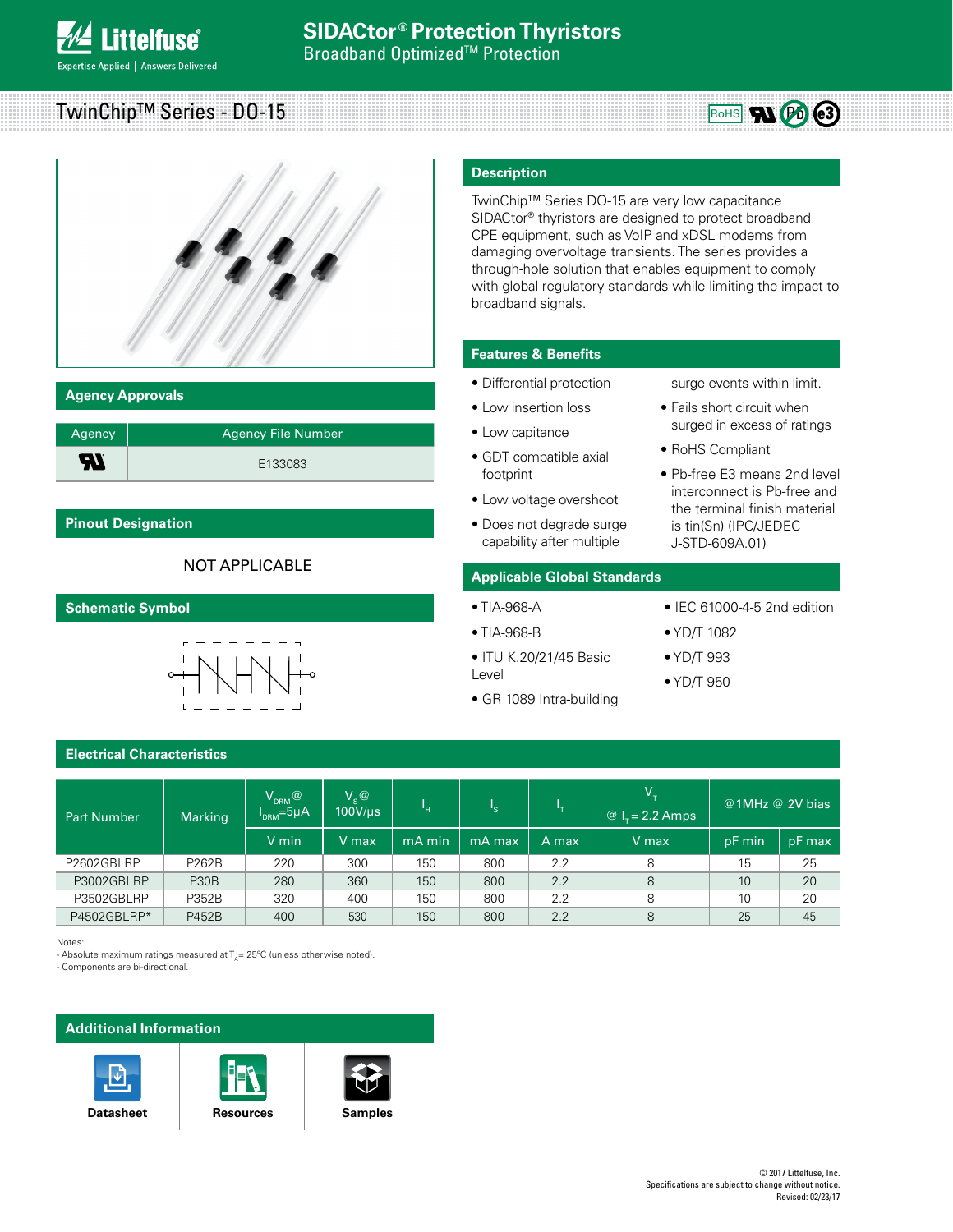# SIDACtor® Protection Thyristors

Broadband Optimized™ Protection

## TwinChip™ Series - DO-15

## Description

TwinChip™ Series DO-15 are very low capacitance SIDACtor® thyristors are designed to protect broadband CPE equipment, such as VoIP and xDSL modems from damaging overvoltage transients. The series provides a through-hole solution that enables equipment to comply with global regulatory standards while limiting the impact to broadband signals.

## Agency Approvals

| Agency | Agency File Number |
|---|---|
| UL | E133083 |

## Features & Benefits

- Differential protection
- Low insertion loss
- Low capitance
- GDT compatible axial footprint
- Low voltage overshoot
- Does not degrade surge capability after multiple surge events within limit.
- Fails short circuit when surged in excess of ratings
- RoHS Compliant
- Pb-free E3 means 2nd level interconnect is Pb-free and the terminal finish material is tin(Sn) (IPC/JEDEC J-STD-609A.01)

## Pinout Designation

NOT APPLICABLE

## Schematic Symbol

## Applicable Global Standards

- TIA-968-A
- TIA-968-B
- ITU K.20/21/45 Basic Level
- GR 1089 Intra-building
- IEC 61000-4-5 2nd edition
- YD/T 1082
- YD/T 993
- YD/T 950

## Electrical Characteristics

| Part Number | Marking | $V_{DRM}$ @ $I_{DRM}$=5μA | $V_S$ @ 100V/μs | $I_H$ | $I_S$ | $I_T$ | $V_T$ @ $I_T$ = 2.2 Amps | @1MHz @ 2V bias | |
|---|---|---|---|---|---|---|---|---|---|
| | | V min | V max | mA min | mA max | A max | V max | pF min | pF max |
| P2602GBLRP | P262B | 220 | 300 | 150 | 800 | 2.2 | 8 | 15 | 25 |
| P3002GBLRP | P30B | 280 | 360 | 150 | 800 | 2.2 | 8 | 10 | 20 |
| P3502GBLRP | P352B | 320 | 400 | 150 | 800 | 2.2 | 8 | 10 | 20 |
| P4502GBLRP* | P452B | 400 | 530 | 150 | 800 | 2.2 | 8 | 25 | 45 |

Notes:
- Absolute maximum ratings measured at $T_A$ = 25°C (unless otherwise noted).
- Components are bi-directional.

## Additional Information

Datasheet | Resources | Samples

© 2017 Littelfuse, Inc.
Specifications are subject to change without notice.
Revised: 02/23/17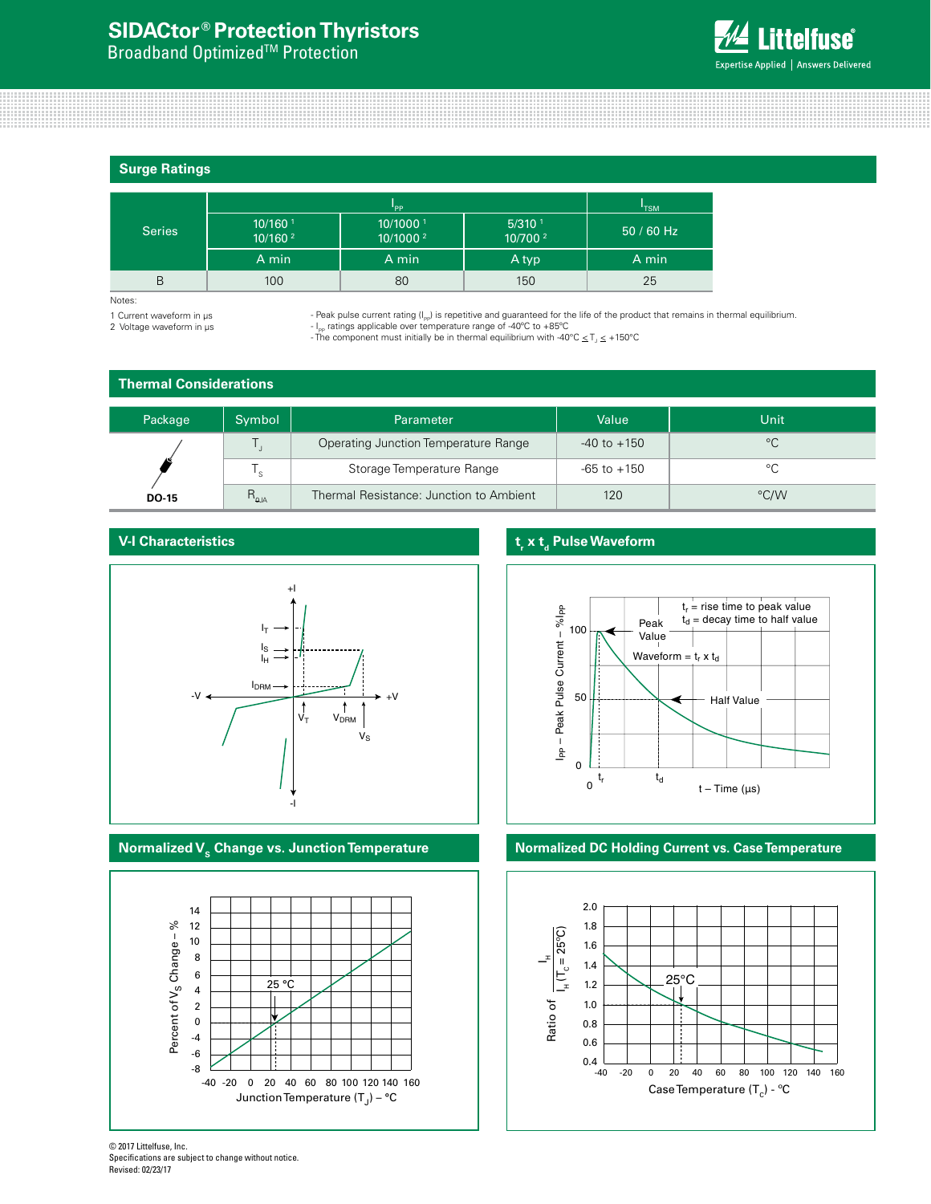## Surge Ratings

| Series | $I_{PP}$ | | | $I_{TSM}$ |
|---|---|---|---|---|
| | 10/160 [1] 10/160 [2] | 10/1000 [1] 10/1000 [2] | 5/310 [1] 10/700 [2] | 50 / 60 Hz |
| | A min | A min | A typ | A min |
| B | 100 | 80 | 150 | 25 |

Notes:

1 Current waveform in µs
2 Voltage waveform in µs

- Peak pulse current rating ($I_{PP}$) is repetitive and guaranteed for the life of the product that remains in thermal equilibrium.
- $I_{PP}$ ratings applicable over temperature range of -40°C to +85°C
- The component must initially be in thermal equilibrium with -40°C $\leq T_J \leq$ +150°C

## Thermal Considerations

| Package | Symbol | Parameter | Value | Unit |
|---|---|---|---|---|
| DO-15 | $T_J$ | Operating Junction Temperature Range | -40 to +150 | °C |
| | $T_S$ | Storage Temperature Range | -65 to +150 | °C |
| | $R_{\theta JA}$ | Thermal Resistance: Junction to Ambient | 120 | °C/W |

## V-I Characteristics

## $t_r$ x $t_d$ Pulse Waveform

## Normalized $V_S$ Change vs. Junction Temperature

## Normalized DC Holding Current vs. Case Temperature

© 2017 Littelfuse, Inc.
Specifications are subject to change without notice.
Revised: 02/23/17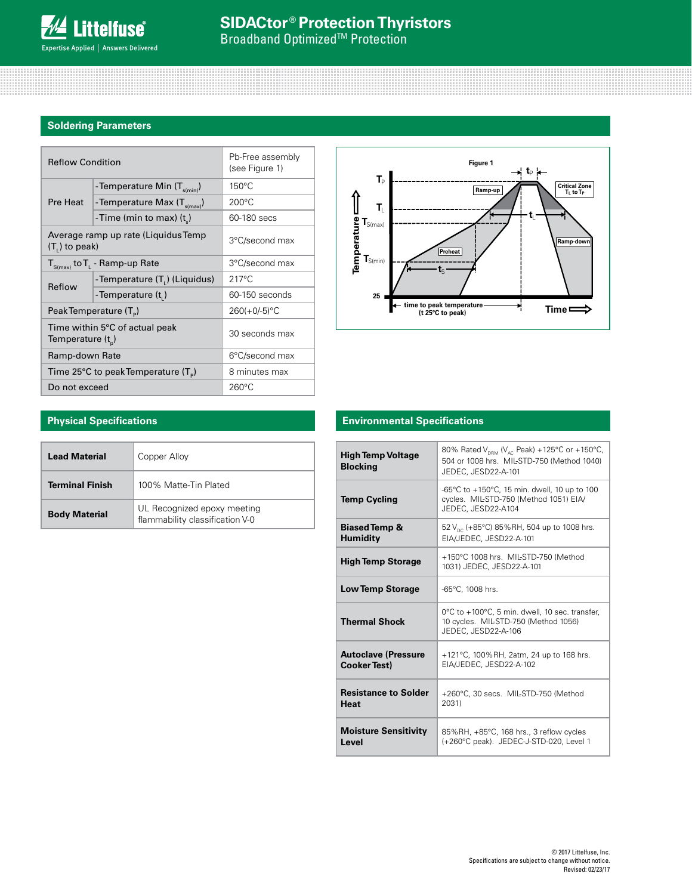## Soldering Parameters

| Reflow Condition | | Pb-Free assembly (see Figure 1) |
|---|---|---|
| Pre Heat | -Temperature Min ($T_{s(min)}$) | 150°C |
| | -Temperature Max ($T_{s(max)}$) | 200°C |
| | -Time (min to max) ($t_s$) | 60-180 secs |
| Average ramp up rate (Liquidus Temp ($T_L$) to peak) | | 3°C/second max |
| $T_{S(max)}$ to $T_L$ - Ramp-up Rate | | 3°C/second max |
| Reflow | -Temperature ($T_L$) (Liquidus) | 217°C |
| | -Temperature ($t_L$) | 60-150 seconds |
| Peak Temperature ($T_P$) | | 260(+0/-5)°C |
| Time within 5°C of actual peak Temperature ($t_p$) | | 30 seconds max |
| Ramp-down Rate | | 6°C/second max |
| Time 25°C to peak Temperature ($T_P$) | | 8 minutes max |
| Do not exceed | | 260°C |

Figure 1

## Physical Specifications

| | |
|---|---|
| **Lead Material** | Copper Alloy |
| **Terminal Finish** | 100% Matte-Tin Plated |
| **Body Material** | UL Recognized epoxy meeting flammability classification V-0 |

## Environmental Specifications

| | |
|---|---|
| **High Temp Voltage Blocking** | 80% Rated $V_{DRM}$ ($V_{AC}$ Peak) +125°C or +150°C, 504 or 1008 hrs. MIL-STD-750 (Method 1040) JEDEC, JESD22-A-101 |
| **Temp Cycling** | -65°C to +150°C, 15 min. dwell, 10 up to 100 cycles. MIL-STD-750 (Method 1051) EIA/ JEDEC, JESD22-A104 |
| **Biased Temp & Humidity** | 52 $V_{DC}$ (+85°C) 85%RH, 504 up to 1008 hrs. EIA/JEDEC, JESD22-A-101 |
| **High Temp Storage** | +150°C 1008 hrs. MIL-STD-750 (Method 1031) JEDEC, JESD22-A-101 |
| **Low Temp Storage** | -65°C, 1008 hrs. |
| **Thermal Shock** | 0°C to +100°C, 5 min. dwell, 10 sec. transfer, 10 cycles. MIL-STD-750 (Method 1056) JEDEC, JESD22-A-106 |
| **Autoclave (Pressure Cooker Test)** | +121°C, 100%RH, 2atm, 24 up to 168 hrs. EIA/JEDEC, JESD22-A-102 |
| **Resistance to Solder Heat** | +260°C, 30 secs. MIL-STD-750 (Method 2031) |
| **Moisture Sensitivity Level** | 85%RH, +85°C, 168 hrs., 3 reflow cycles (+260°C peak). JEDEC-J-STD-020, Level 1 |

© 2017 Littelfuse, Inc.
Specifications are subject to change without notice.
Revised: 02/23/17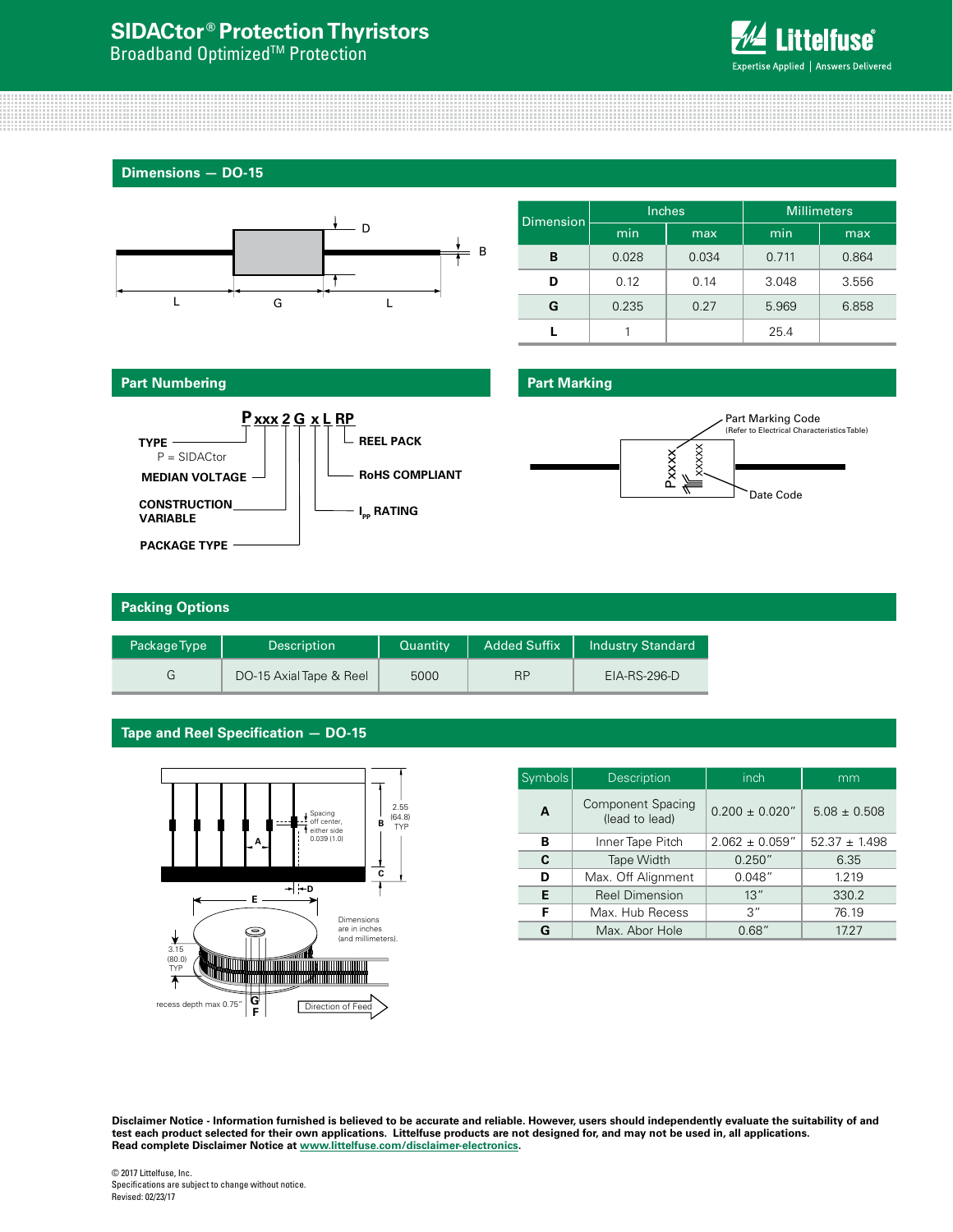## Dimensions — DO-15

D

B

L G L

| Dimension | Inches | | Millimeters | |
|---|---|---|---|---|
| | min | max | min | max |
| **B** | 0.028 | 0.034 | 0.711 | 0.864 |
| **D** | 0.12 | 0.14 | 3.048 | 3.556 |
| **G** | 0.235 | 0.27 | 5.969 | 6.858 |
| **L** | 1 | | 25.4 | |

## Part Numbering

**P xxx 2 G x L RP**

**TYPE**
P = SIDACtor

**MEDIAN VOLTAGE**

**CONSTRUCTION VARIABLE**

**PACKAGE TYPE**

**REEL PACK**

**RoHS COMPLIANT**

**$I_{PP}$ RATING**

## Part Marking

Part Marking Code
(Refer to Electrical Characteristics Table)

Pxxxx
xxxxx

Date Code

## Packing Options

| Package Type | Description | Quantity | Added Suffix | Industry Standard |
|---|---|---|---|---|
| G | DO-15 Axial Tape & Reel | 5000 | RP | EIA-RS-296-D |

## Tape and Reel Specification — DO-15

Spacing off center, either side 0.039 (1.0)

2.55 (64.8) TYP

A B C D E

Dimensions are in inches (and millimeters).

3.15 (80.0) TYP

recess depth max 0.75"

G F

Direction of Feed

| Symbols | Description | inch | mm |
|---|---|---|---|
| **A** | Component Spacing (lead to lead) | 0.200 ± 0.020" | 5.08 ± 0.508 |
| **B** | Inner Tape Pitch | 2.062 ± 0.059" | 52.37 ± 1.498 |
| **C** | Tape Width | 0.250" | 6.35 |
| **D** | Max. Off Alignment | 0.048" | 1.219 |
| **E** | Reel Dimension | 13" | 330.2 |
| **F** | Max. Hub Recess | 3" | 76.19 |
| **G** | Max. Abor Hole | 0.68" | 17.27 |

**Disclaimer Notice - Information furnished is believed to be accurate and reliable. However, users should independently evaluate the suitability of and test each product selected for their own applications. Littelfuse products are not designed for, and may not be used in, all applications. Read complete Disclaimer Notice at www.littelfuse.com/disclaimer-electronics.**

© 2017 Littelfuse, Inc.
Specifications are subject to change without notice.
Revised: 02/23/17